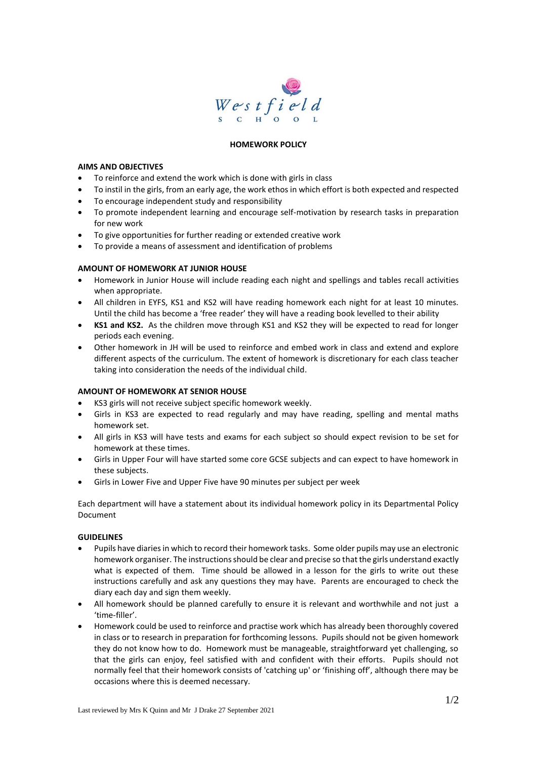Westfield

SCHOOL

# HOMEWORK POLICY

## AIMS AND OBJECTIVES

- To reinforce and extend the work which is done with girls in class
- To instil in the girls, from an early age, the work ethos in which effort is both expected and respected
- To encourage independent study and responsibility
- To promote independent learning and encourage self-motivation by research tasks in preparation for new work
- To give opportunities for further reading or extended creative work
- To provide a means of assessment and identification of problems

## AMOUNT OF HOMEWORK AT JUNIOR HOUSE

- Homework in Junior House will include reading each night and spellings and tables recall activities when appropriate.
- All children in EYFS, KS1 and KS2 will have reading homework each night for at least 10 minutes. Until the child has become a 'free reader' they will have a reading book levelled to their ability
- **KS1 and KS2.** As the children move through KS1 and KS2 they will be expected to read for longer periods each evening.
- Other homework in JH will be used to reinforce and embed work in class and extend and explore different aspects of the curriculum. The extent of homework is discretionary for each class teacher taking into consideration the needs of the individual child.

## AMOUNT OF HOMEWORK AT SENIOR HOUSE

- KS3 girls will not receive subject specific homework weekly.
- Girls in KS3 are expected to read regularly and may have reading, spelling and mental maths homework set.
- All girls in KS3 will have tests and exams for each subject so should expect revision to be set for homework at these times.
- Girls in Upper Four will have started some core GCSE subjects and can expect to have homework in these subjects.
- Girls in Lower Five and Upper Five have 90 minutes per subject per week

Each department will have a statement about its individual homework policy in its Departmental Policy Document

## GUIDELINES

- Pupils have diaries in which to record their homework tasks. Some older pupils may use an electronic homework organiser. The instructions should be clear and precise so that the girls understand exactly what is expected of them. Time should be allowed in a lesson for the girls to write out these instructions carefully and ask any questions they may have. Parents are encouraged to check the diary each day and sign them weekly.
- All homework should be planned carefully to ensure it is relevant and worthwhile and not just a 'time-filler'.
- Homework could be used to reinforce and practise work which has already been thoroughly covered in class or to research in preparation for forthcoming lessons. Pupils should not be given homework they do not know how to do. Homework must be manageable, straightforward yet challenging, so that the girls can enjoy, feel satisfied with and confident with their efforts. Pupils should not normally feel that their homework consists of 'catching up' or 'finishing off', although there may be occasions where this is deemed necessary.

Last reviewed by Mrs K Quinn and Mr J Drake 27 September 2021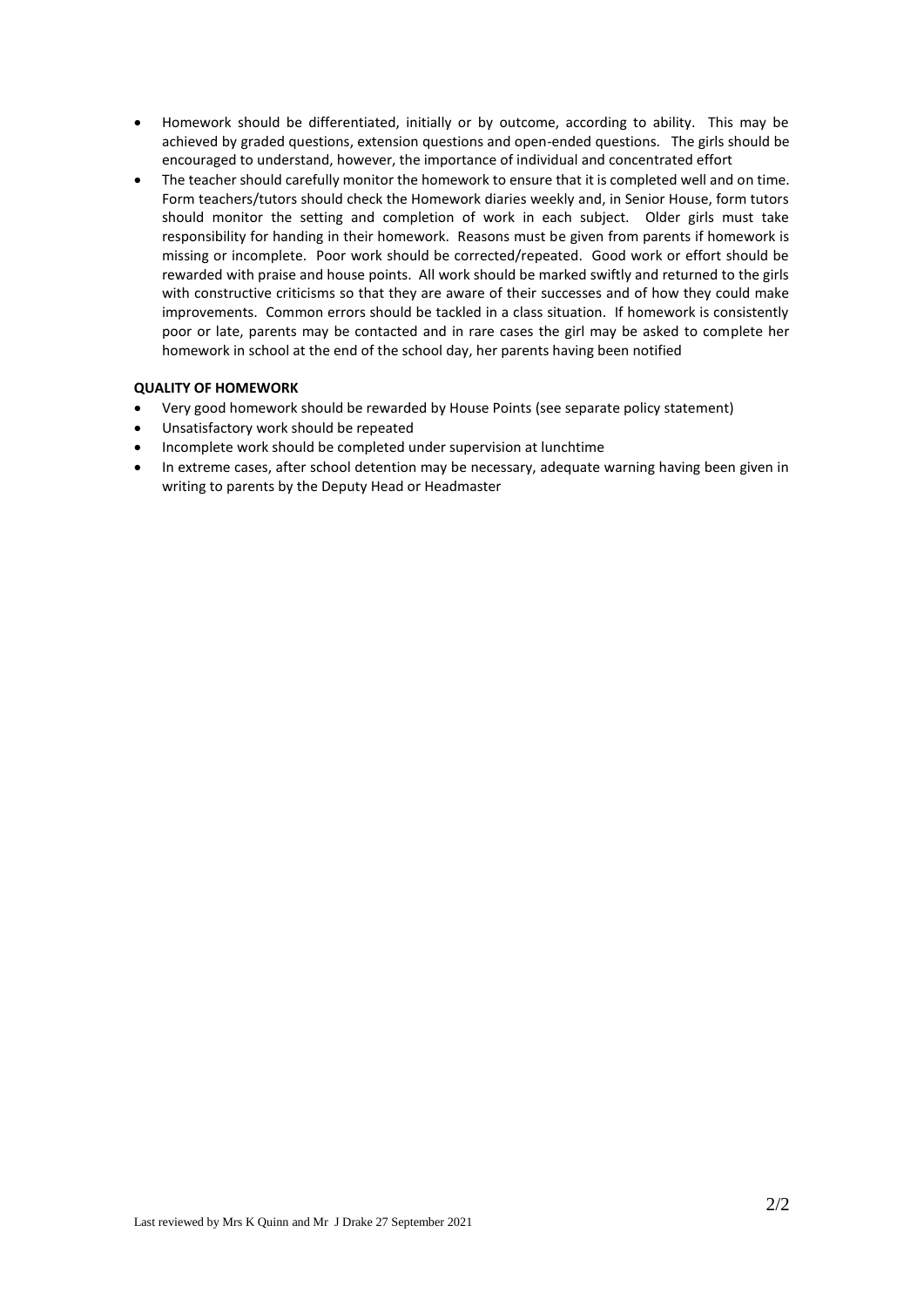- Homework should be differentiated, initially or by outcome, according to ability. This may be achieved by graded questions, extension questions and open-ended questions. The girls should be encouraged to understand, however, the importance of individual and concentrated effort
- The teacher should carefully monitor the homework to ensure that it is completed well and on time. Form teachers/tutors should check the Homework diaries weekly and, in Senior House, form tutors should monitor the setting and completion of work in each subject. Older girls must take responsibility for handing in their homework. Reasons must be given from parents if homework is missing or incomplete. Poor work should be corrected/repeated. Good work or effort should be rewarded with praise and house points. All work should be marked swiftly and returned to the girls with constructive criticisms so that they are aware of their successes and of how they could make improvements. Common errors should be tackled in a class situation. If homework is consistently poor or late, parents may be contacted and in rare cases the girl may be asked to complete her homework in school at the end of the school day, her parents having been notified

**QUALITY OF HOMEWORK**

- Very good homework should be rewarded by House Points (see separate policy statement)
- Unsatisfactory work should be repeated
- Incomplete work should be completed under supervision at lunchtime
- In extreme cases, after school detention may be necessary, adequate warning having been given in writing to parents by the Deputy Head or Headmaster

Last reviewed by Mrs K Quinn and Mr J Drake 27 September 2021